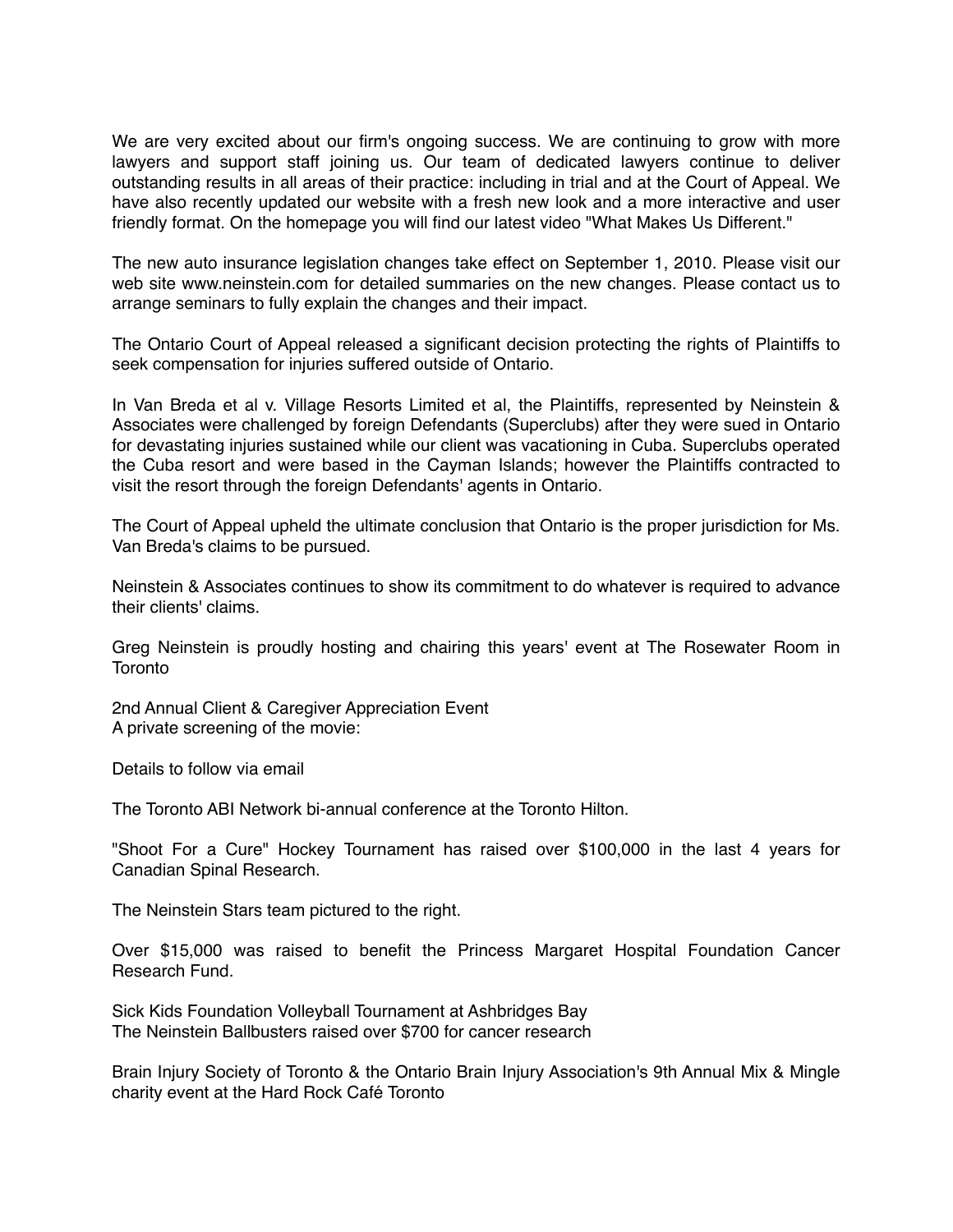We are very excited about our firm's ongoing success. We are continuing to grow with more lawyers and support staff joining us. Our team of dedicated lawyers continue to deliver outstanding results in all areas of their practice: including in trial and at the Court of Appeal. We have also recently updated our website with a fresh new look and a more interactive and user friendly format. On the homepage you will find our latest video "What Makes Us Different."

The new auto insurance legislation changes take effect on September 1, 2010. Please visit our web site www.neinstein.com for detailed summaries on the new changes. Please contact us to arrange seminars to fully explain the changes and their impact.

The Ontario Court of Appeal released a significant decision protecting the rights of Plaintiffs to seek compensation for injuries suffered outside of Ontario.

In Van Breda et al v. Village Resorts Limited et al, the Plaintiffs, represented by Neinstein & Associates were challenged by foreign Defendants (Superclubs) after they were sued in Ontario for devastating injuries sustained while our client was vacationing in Cuba. Superclubs operated the Cuba resort and were based in the Cayman Islands; however the Plaintiffs contracted to visit the resort through the foreign Defendants' agents in Ontario.

The Court of Appeal upheld the ultimate conclusion that Ontario is the proper jurisdiction for Ms. Van Breda's claims to be pursued.

Neinstein & Associates continues to show its commitment to do whatever is required to advance their clients' claims.

Greg Neinstein is proudly hosting and chairing this years' event at The Rosewater Room in Toronto

2nd Annual Client & Caregiver Appreciation Event
A private screening of the movie:

Details to follow via email

The Toronto ABI Network bi-annual conference at the Toronto Hilton.

"Shoot For a Cure" Hockey Tournament has raised over $100,000 in the last 4 years for Canadian Spinal Research.

The Neinstein Stars team pictured to the right.

Over $15,000 was raised to benefit the Princess Margaret Hospital Foundation Cancer Research Fund.

Sick Kids Foundation Volleyball Tournament at Ashbridges Bay
The Neinstein Ballbusters raised over $700 for cancer research

Brain Injury Society of Toronto & the Ontario Brain Injury Association's 9th Annual Mix & Mingle charity event at the Hard Rock Café Toronto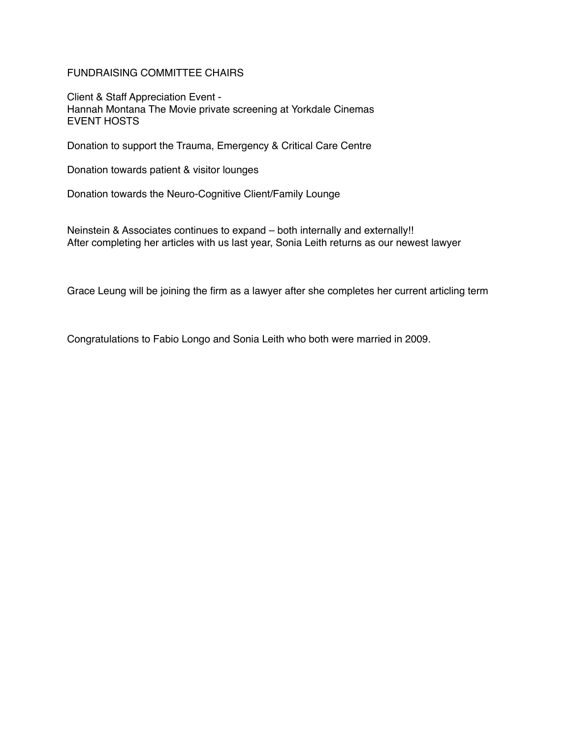FUNDRAISING COMMITTEE CHAIRS

Client & Staff Appreciation Event -
Hannah Montana The Movie private screening at Yorkdale Cinemas
EVENT HOSTS

Donation to support the Trauma, Emergency & Critical Care Centre

Donation towards patient & visitor lounges

Donation towards the Neuro-Cognitive Client/Family Lounge

Neinstein & Associates continues to expand – both internally and externally!!
After completing her articles with us last year, Sonia Leith returns as our newest lawyer

Grace Leung will be joining the firm as a lawyer after she completes her current articling term

Congratulations to Fabio Longo and Sonia Leith who both were married in 2009.